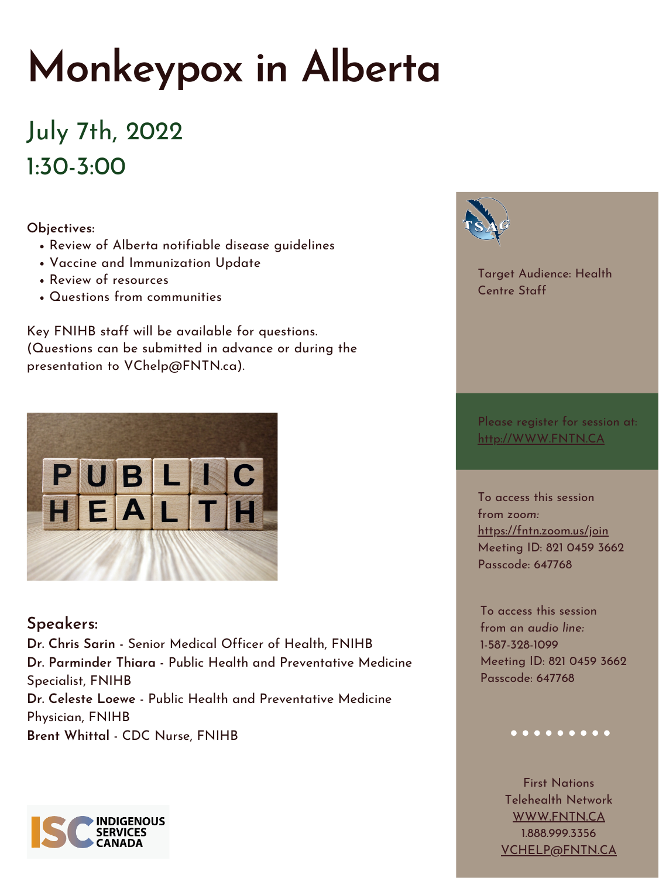# Monkeypox in Alberta

## July 7th, 2022
## 1:30-3:00

**Objectives:**

- Review of Alberta notifiable disease guidelines
- Vaccine and Immunization Update
- Review of resources
- Questions from communities

Key FNIHB staff will be available for questions. (Questions can be submitted in advance or during the presentation to VChelp@FNTN.ca).

### Speakers:

**Dr. Chris Sarin** - Senior Medical Officer of Health, FNIHB
**Dr. Parminder Thiara** - Public Health and Preventative Medicine Specialist, FNIHB
**Dr. Celeste Loewe** - Public Health and Preventative Medicine Physician, FNIHB
**Brent Whittal** - CDC Nurse, FNIHB

INDIGENOUS SERVICES CANADA

TSAG

Target Audience: Health Centre Staff

Please register for session at: http://WWW.FNTN.CA

To access this session from zoom:
https://fntn.zoom.us/join
Meeting ID: 821 0459 3662
Passcode: 647768

To access this session from an *audio line:*
1-587-328-1099
Meeting ID: 821 0459 3662
Passcode: 647768

First Nations Telehealth Network
WWW.FNTN.CA
1.888.999.3356
VCHELP@FNTN.CA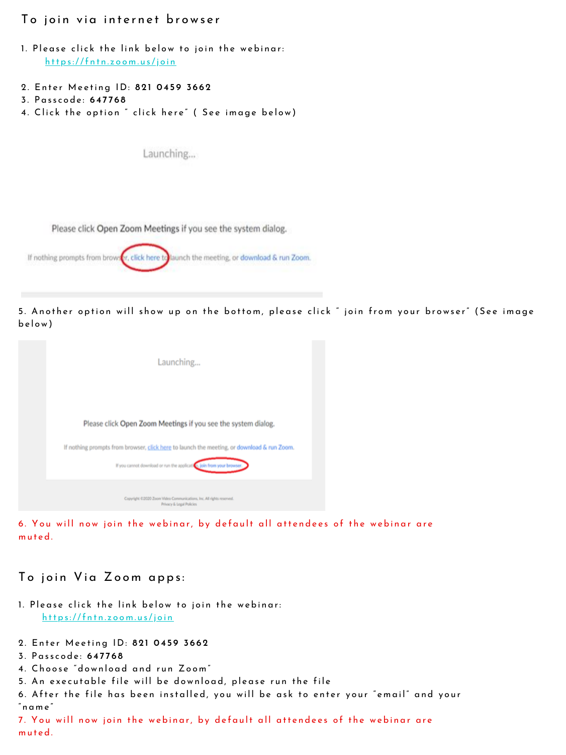## To join via internet browser

1. Please click the link below to join the webinar:
   https://fntn.zoom.us/join
2. Enter Meeting ID: **821 0459 3662**
3. Passcode: **647768**
4. Click the option " click here" ( See image below)

Launching...

Please click Open Zoom Meetings if you see the system dialog.

If nothing prompts from browser, click here to launch the meeting, or download & run Zoom.

5. Another option will show up on the bottom, please click " join from your browser" (See image below)

Launching...

Please click Open Zoom Meetings if you see the system dialog.

If nothing prompts from browser, click here to launch the meeting, or download & run Zoom.

If you cannot download or run the application, join from your browser

Copyright ©2020 Zoom Video Communications, Inc. All rights reserved.
Privacy & Legal Policies

6. You will now join the webinar, by default all attendees of the webinar are muted.

## To join Via Zoom apps:

1. Please click the link below to join the webinar:
   https://fntn.zoom.us/join
2. Enter Meeting ID: **821 0459 3662**
3. Passcode: **647768**
4. Choose "download and run Zoom"
5. An executable file will be download, please run the file
6. After the file has been installed, you will be ask to enter your "email" and your "name"
7. You will now join the webinar, by default all attendees of the webinar are muted.